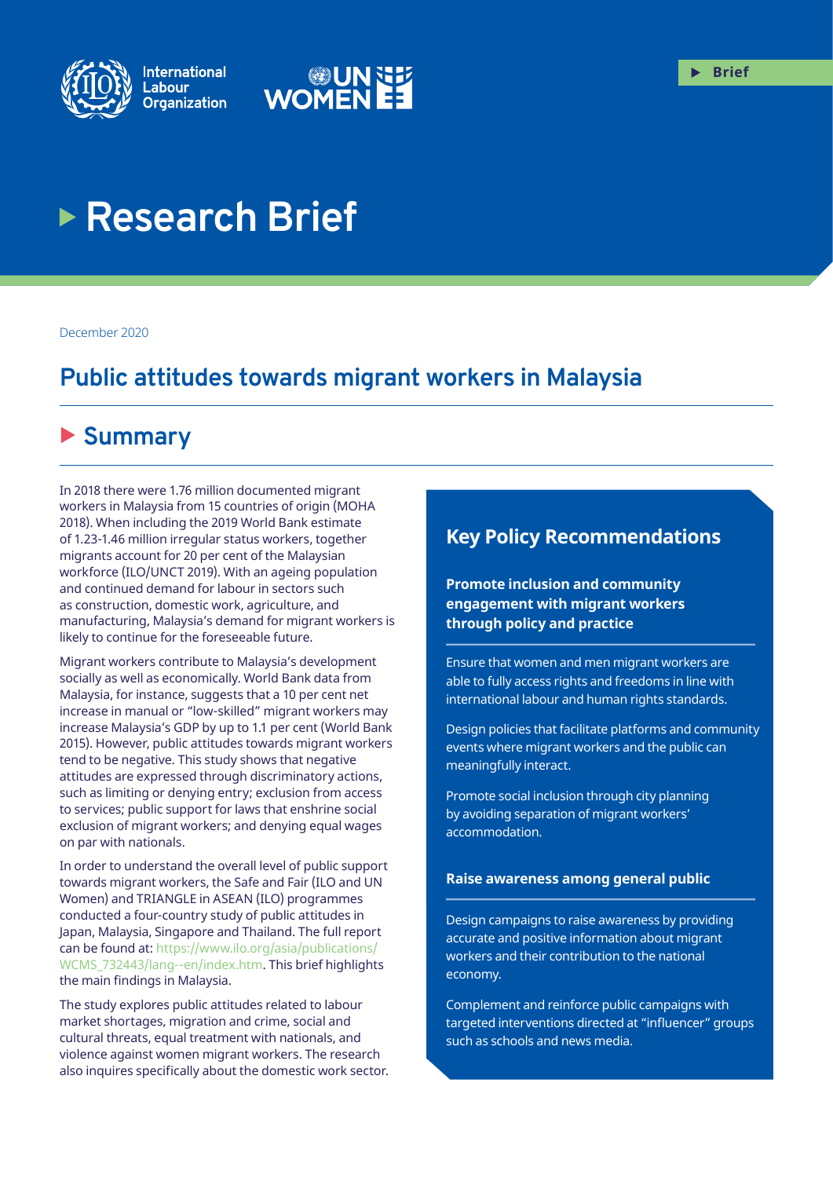Brief

# Research Brief

December 2020

## Public attitudes towards migrant workers in Malaysia

## Summary

In 2018 there were 1.76 million documented migrant workers in Malaysia from 15 countries of origin (MOHA 2018). When including the 2019 World Bank estimate of 1.23-1.46 million irregular status workers, together migrants account for 20 per cent of the Malaysian workforce (ILO/UNCT 2019). With an ageing population and continued demand for labour in sectors such as construction, domestic work, agriculture, and manufacturing, Malaysia's demand for migrant workers is likely to continue for the foreseeable future.

Migrant workers contribute to Malaysia's development socially as well as economically. World Bank data from Malaysia, for instance, suggests that a 10 per cent net increase in manual or "low-skilled" migrant workers may increase Malaysia's GDP by up to 1.1 per cent (World Bank 2015). However, public attitudes towards migrant workers tend to be negative. This study shows that negative attitudes are expressed through discriminatory actions, such as limiting or denying entry; exclusion from access to services; public support for laws that enshrine social exclusion of migrant workers; and denying equal wages on par with nationals.

In order to understand the overall level of public support towards migrant workers, the Safe and Fair (ILO and UN Women) and TRIANGLE in ASEAN (ILO) programmes conducted a four-country study of public attitudes in Japan, Malaysia, Singapore and Thailand. The full report can be found at: https://www.ilo.org/asia/publications/WCMS_732443/lang--en/index.htm. This brief highlights the main findings in Malaysia.

The study explores public attitudes related to labour market shortages, migration and crime, social and cultural threats, equal treatment with nationals, and violence against women migrant workers. The research also inquires specifically about the domestic work sector.

### Key Policy Recommendations

**Promote inclusion and community engagement with migrant workers through policy and practice**

Ensure that women and men migrant workers are able to fully access rights and freedoms in line with international labour and human rights standards.

Design policies that facilitate platforms and community events where migrant workers and the public can meaningfully interact.

Promote social inclusion through city planning by avoiding separation of migrant workers' accommodation.

**Raise awareness among general public**

Design campaigns to raise awareness by providing accurate and positive information about migrant workers and their contribution to the national economy.

Complement and reinforce public campaigns with targeted interventions directed at "influencer" groups such as schools and news media.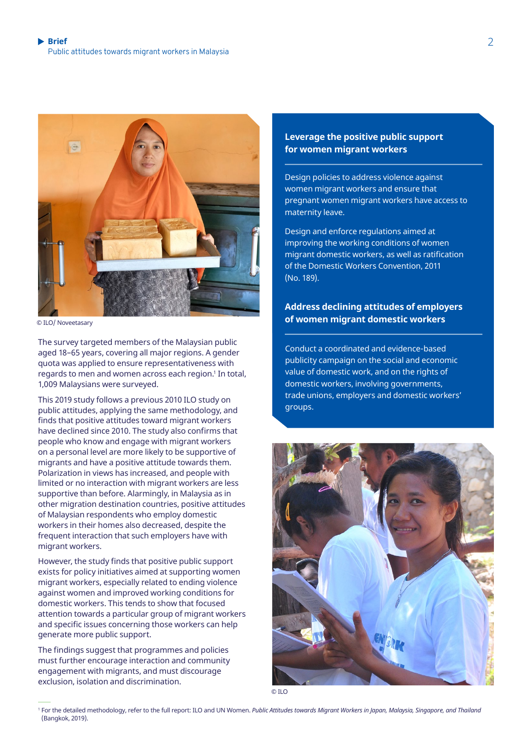© ILO/ Noveetasary

The survey targeted members of the Malaysian public aged 18–65 years, covering all major regions. A gender quota was applied to ensure representativeness with regards to men and women across each region.[1] In total, 1,009 Malaysians were surveyed.

This 2019 study follows a previous 2010 ILO study on public attitudes, applying the same methodology, and finds that positive attitudes toward migrant workers have declined since 2010. The study also confirms that people who know and engage with migrant workers on a personal level are more likely to be supportive of migrants and have a positive attitude towards them. Polarization in views has increased, and people with limited or no interaction with migrant workers are less supportive than before. Alarmingly, in Malaysia as in other migration destination countries, positive attitudes of Malaysian respondents who employ domestic workers in their homes also decreased, despite the frequent interaction that such employers have with migrant workers.

However, the study finds that positive public support exists for policy initiatives aimed at supporting women migrant workers, especially related to ending violence against women and improved working conditions for domestic workers. This tends to show that focused attention towards a particular group of migrant workers and specific issues concerning those workers can help generate more public support.

The findings suggest that programmes and policies must further encourage interaction and community engagement with migrants, and must discourage exclusion, isolation and discrimination.

## Leverage the positive public support for women migrant workers

Design policies to address violence against women migrant workers and ensure that pregnant women migrant workers have access to maternity leave.

Design and enforce regulations aimed at improving the working conditions of women migrant domestic workers, as well as ratification of the Domestic Workers Convention, 2011 (No. 189).

## Address declining attitudes of employers of women migrant domestic workers

Conduct a coordinated and evidence-based publicity campaign on the social and economic value of domestic work, and on the rights of domestic workers, involving governments, trade unions, employers and domestic workers' groups.

© ILO

[1] For the detailed methodology, refer to the full report: ILO and UN Women. *Public Attitudes towards Migrant Workers in Japan, Malaysia, Singapore, and Thailand* (Bangkok, 2019).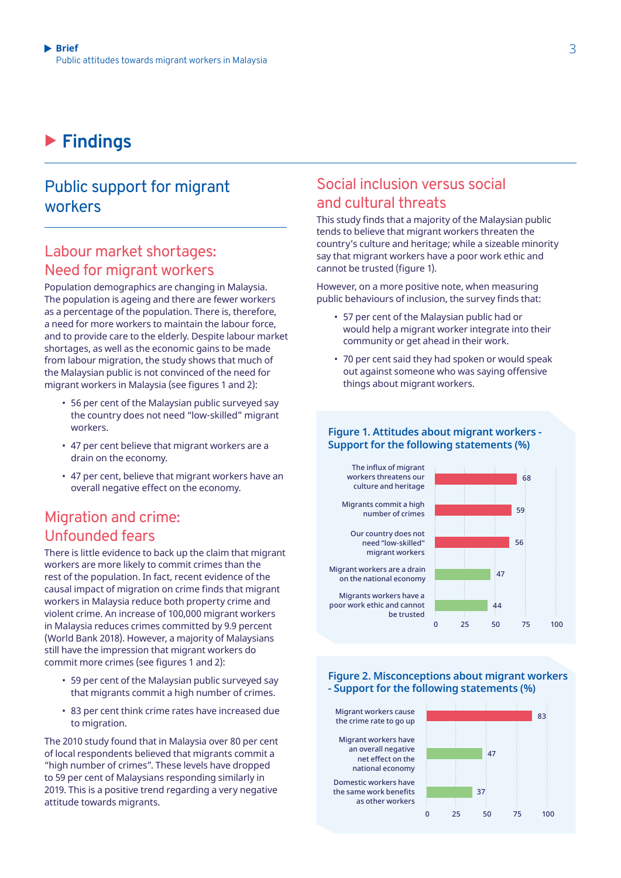# Findings

## Public support for migrant workers

### Labour market shortages: Need for migrant workers

Population demographics are changing in Malaysia. The population is ageing and there are fewer workers as a percentage of the population. There is, therefore, a need for more workers to maintain the labour force, and to provide care to the elderly. Despite labour market shortages, as well as the economic gains to be made from labour migration, the study shows that much of the Malaysian public is not convinced of the need for migrant workers in Malaysia (see figures 1 and 2):

- 56 per cent of the Malaysian public surveyed say the country does not need "low-skilled" migrant workers.
- 47 per cent believe that migrant workers are a drain on the economy.
- 47 per cent, believe that migrant workers have an overall negative effect on the economy.

### Migration and crime: Unfounded fears

There is little evidence to back up the claim that migrant workers are more likely to commit crimes than the rest of the population. In fact, recent evidence of the causal impact of migration on crime finds that migrant workers in Malaysia reduce both property crime and violent crime. An increase of 100,000 migrant workers in Malaysia reduces crimes committed by 9.9 percent (World Bank 2018). However, a majority of Malaysians still have the impression that migrant workers do commit more crimes (see figures 1 and 2):

- 59 per cent of the Malaysian public surveyed say that migrants commit a high number of crimes.
- 83 per cent think crime rates have increased due to migration.

The 2010 study found that in Malaysia over 80 per cent of local respondents believed that migrants commit a "high number of crimes". These levels have dropped to 59 per cent of Malaysians responding similarly in 2019. This is a positive trend regarding a very negative attitude towards migrants.

### Social inclusion versus social and cultural threats

This study finds that a majority of the Malaysian public tends to believe that migrant workers threaten the country's culture and heritage; while a sizeable minority say that migrant workers have a poor work ethic and cannot be trusted (figure 1).

However, on a more positive note, when measuring public behaviours of inclusion, the survey finds that:

- 57 per cent of the Malaysian public had or would help a migrant worker integrate into their community or get ahead in their work.
- 70 per cent said they had spoken or would speak out against someone who was saying offensive things about migrant workers.

**Figure 1. Attitudes about migrant workers - Support for the following statements (%)**

| Statement | % |
|---|---|
| The influx of migrant workers threatens our culture and heritage | 68 |
| Migrants commit a high number of crimes | 59 |
| Our country does not need "low-skilled" migrant workers | 56 |
| Migrant workers are a drain on the national economy | 47 |
| Migrants workers have a poor work ethic and cannot be trusted | 44 |

**Figure 2. Misconceptions about migrant workers - Support for the following statements (%)**

| Statement | % |
|---|---|
| Migrant workers cause the crime rate to go up | 83 |
| Migrant workers have an overall negative net effect on the national economy | 47 |
| Domestic workers have the same work benefits as other workers | 37 |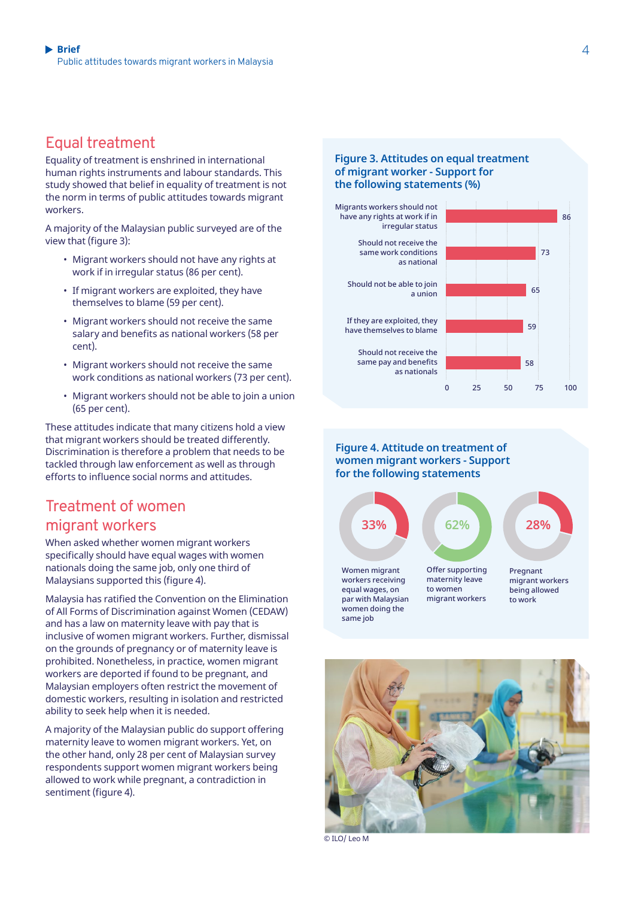## Equal treatment

Equality of treatment is enshrined in international human rights instruments and labour standards. This study showed that belief in equality of treatment is not the norm in terms of public attitudes towards migrant workers.

A majority of the Malaysian public surveyed are of the view that (figure 3):

- Migrant workers should not have any rights at work if in irregular status (86 per cent).
- If migrant workers are exploited, they have themselves to blame (59 per cent).
- Migrant workers should not receive the same salary and benefits as national workers (58 per cent).
- Migrant workers should not receive the same work conditions as national workers (73 per cent).
- Migrant workers should not be able to join a union (65 per cent).

These attitudes indicate that many citizens hold a view that migrant workers should be treated differently. Discrimination is therefore a problem that needs to be tackled through law enforcement as well as through efforts to influence social norms and attitudes.

## Treatment of women migrant workers

When asked whether women migrant workers specifically should have equal wages with women nationals doing the same job, only one third of Malaysians supported this (figure 4).

Malaysia has ratified the Convention on the Elimination of All Forms of Discrimination against Women (CEDAW) and has a law on maternity leave with pay that is inclusive of women migrant workers. Further, dismissal on the grounds of pregnancy or of maternity leave is prohibited. Nonetheless, in practice, women migrant workers are deported if found to be pregnant, and Malaysian employers often restrict the movement of domestic workers, resulting in isolation and restricted ability to seek help when it is needed.

A majority of the Malaysian public do support offering maternity leave to women migrant workers. Yet, on the other hand, only 28 per cent of Malaysian survey respondents support women migrant workers being allowed to work while pregnant, a contradiction in sentiment (figure 4).

**Figure 3. Attitudes on equal treatment of migrant worker - Support for the following statements (%)**

| Statement | % |
|---|---|
| Migrants workers should not have any rights at work if in irregular status | 86 |
| Should not receive the same work conditions as national | 73 |
| Should not be able to join a union | 65 |
| If they are exploited, they have themselves to blame | 59 |
| Should not receive the same pay and benefits as nationals | 58 |

**Figure 4. Attitude on treatment of women migrant workers - Support for the following statements**

| Statement | % |
|---|---|
| Women migrant workers receiving equal wages, on par with Malaysian women doing the same job | 33% |
| Offer supporting maternity leave to women migrant workers | 62% |
| Pregnant migrant workers being allowed to work | 28% |

© ILO/ Leo M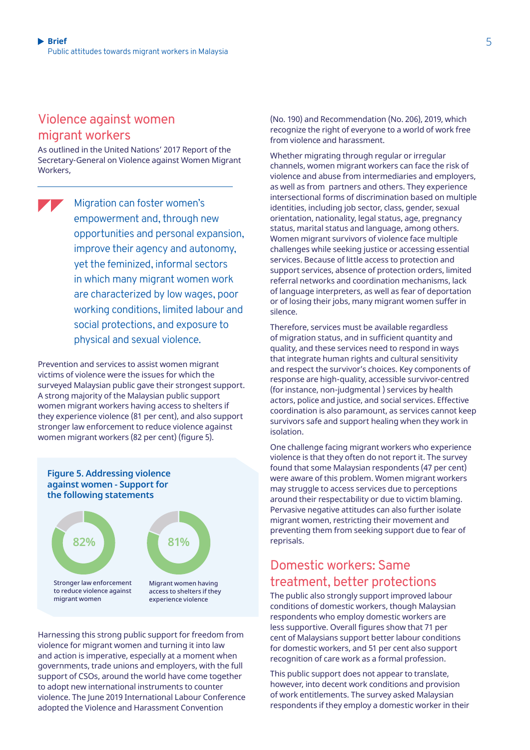## Violence against women migrant workers

As outlined in the United Nations' 2017 Report of the Secretary-General on Violence against Women Migrant Workers,

> Migration can foster women's empowerment and, through new opportunities and personal expansion, improve their agency and autonomy, yet the feminized, informal sectors in which many migrant women work are characterized by low wages, poor working conditions, limited labour and social protections, and exposure to physical and sexual violence.

Prevention and services to assist women migrant victims of violence were the issues for which the surveyed Malaysian public gave their strongest support. A strong majority of the Malaysian public support women migrant workers having access to shelters if they experience violence (81 per cent), and also support stronger law enforcement to reduce violence against women migrant workers (82 per cent) (figure 5).

**Figure 5. Addressing violence against women - Support for the following statements**

| Statement | Support |
|---|---|
| Stronger law enforcement to reduce violence against migrant women | 82% |
| Migrant women having access to shelters if they experience violence | 81% |

Harnessing this strong public support for freedom from violence for migrant women and turning it into law and action is imperative, especially at a moment when governments, trade unions and employers, with the full support of CSOs, around the world have come together to adopt new international instruments to counter violence. The June 2019 International Labour Conference adopted the Violence and Harassment Convention (No. 190) and Recommendation (No. 206), 2019, which recognize the right of everyone to a world of work free from violence and harassment.

Whether migrating through regular or irregular channels, women migrant workers can face the risk of violence and abuse from intermediaries and employers, as well as from partners and others. They experience intersectional forms of discrimination based on multiple identities, including job sector, class, gender, sexual orientation, nationality, legal status, age, pregnancy status, marital status and language, among others. Women migrant survivors of violence face multiple challenges while seeking justice or accessing essential services. Because of little access to protection and support services, absence of protection orders, limited referral networks and coordination mechanisms, lack of language interpreters, as well as fear of deportation or of losing their jobs, many migrant women suffer in silence.

Therefore, services must be available regardless of migration status, and in sufficient quantity and quality, and these services need to respond in ways that integrate human rights and cultural sensitivity and respect the survivor's choices. Key components of response are high-quality, accessible survivor-centred (for instance, non-judgmental ) services by health actors, police and justice, and social services. Effective coordination is also paramount, as services cannot keep survivors safe and support healing when they work in isolation.

One challenge facing migrant workers who experience violence is that they often do not report it. The survey found that some Malaysian respondents (47 per cent) were aware of this problem. Women migrant workers may struggle to access services due to perceptions around their respectability or due to victim blaming. Pervasive negative attitudes can also further isolate migrant women, restricting their movement and preventing them from seeking support due to fear of reprisals.

## Domestic workers: Same treatment, better protections

The public also strongly support improved labour conditions of domestic workers, though Malaysian respondents who employ domestic workers are less supportive. Overall figures show that 71 per cent of Malaysians support better labour conditions for domestic workers, and 51 per cent also support recognition of care work as a formal profession.

This public support does not appear to translate, however, into decent work conditions and provision of work entitlements. The survey asked Malaysian respondents if they employ a domestic worker in their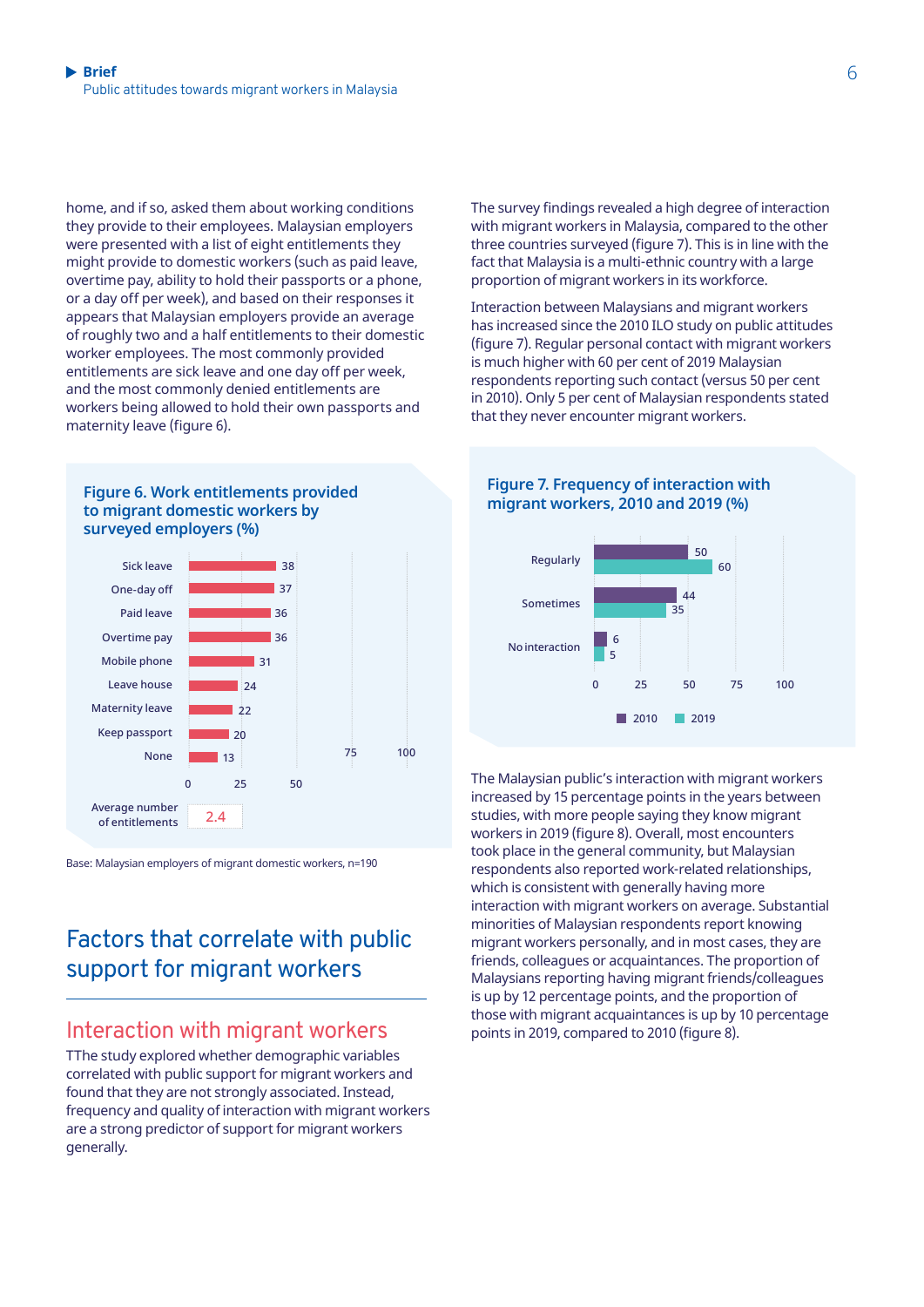home, and if so, asked them about working conditions they provide to their employees. Malaysian employers were presented with a list of eight entitlements they might provide to domestic workers (such as paid leave, overtime pay, ability to hold their passports or a phone, or a day off per week), and based on their responses it appears that Malaysian employers provide an average of roughly two and a half entitlements to their domestic worker employees. The most commonly provided entitlements are sick leave and one day off per week, and the most commonly denied entitlements are workers being allowed to hold their own passports and maternity leave (figure 6).

**Figure 6. Work entitlements provided to migrant domestic workers by surveyed employers (%)**

| Entitlement | % |
|---|---|
| Sick leave | 38 |
| One-day off | 37 |
| Paid leave | 36 |
| Overtime pay | 36 |
| Mobile phone | 31 |
| Leave house | 24 |
| Maternity leave | 22 |
| Keep passport | 20 |
| None | 13 |
| Average number of entitlements | 2.4 |

Base: Malaysian employers of migrant domestic workers, n=190

## Factors that correlate with public support for migrant workers

### Interaction with migrant workers

TThe study explored whether demographic variables correlated with public support for migrant workers and found that they are not strongly associated. Instead, frequency and quality of interaction with migrant workers are a strong predictor of support for migrant workers generally.

The survey findings revealed a high degree of interaction with migrant workers in Malaysia, compared to the other three countries surveyed (figure 7). This is in line with the fact that Malaysia is a multi-ethnic country with a large proportion of migrant workers in its workforce.

Interaction between Malaysians and migrant workers has increased since the 2010 ILO study on public attitudes (figure 7). Regular personal contact with migrant workers is much higher with 60 per cent of 2019 Malaysian respondents reporting such contact (versus 50 per cent in 2010). Only 5 per cent of Malaysian respondents stated that they never encounter migrant workers.

**Figure 7. Frequency of interaction with migrant workers, 2010 and 2019 (%)**

| | 2010 | 2019 |
|---|---|---|
| Regularly | 50 | 60 |
| Sometimes | 44 | 35 |
| No interaction | 6 | 5 |

The Malaysian public's interaction with migrant workers increased by 15 percentage points in the years between studies, with more people saying they know migrant workers in 2019 (figure 8). Overall, most encounters took place in the general community, but Malaysian respondents also reported work-related relationships, which is consistent with generally having more interaction with migrant workers on average. Substantial minorities of Malaysian respondents report knowing migrant workers personally, and in most cases, they are friends, colleagues or acquaintances. The proportion of Malaysians reporting having migrant friends/colleagues is up by 12 percentage points, and the proportion of those with migrant acquaintances is up by 10 percentage points in 2019, compared to 2010 (figure 8).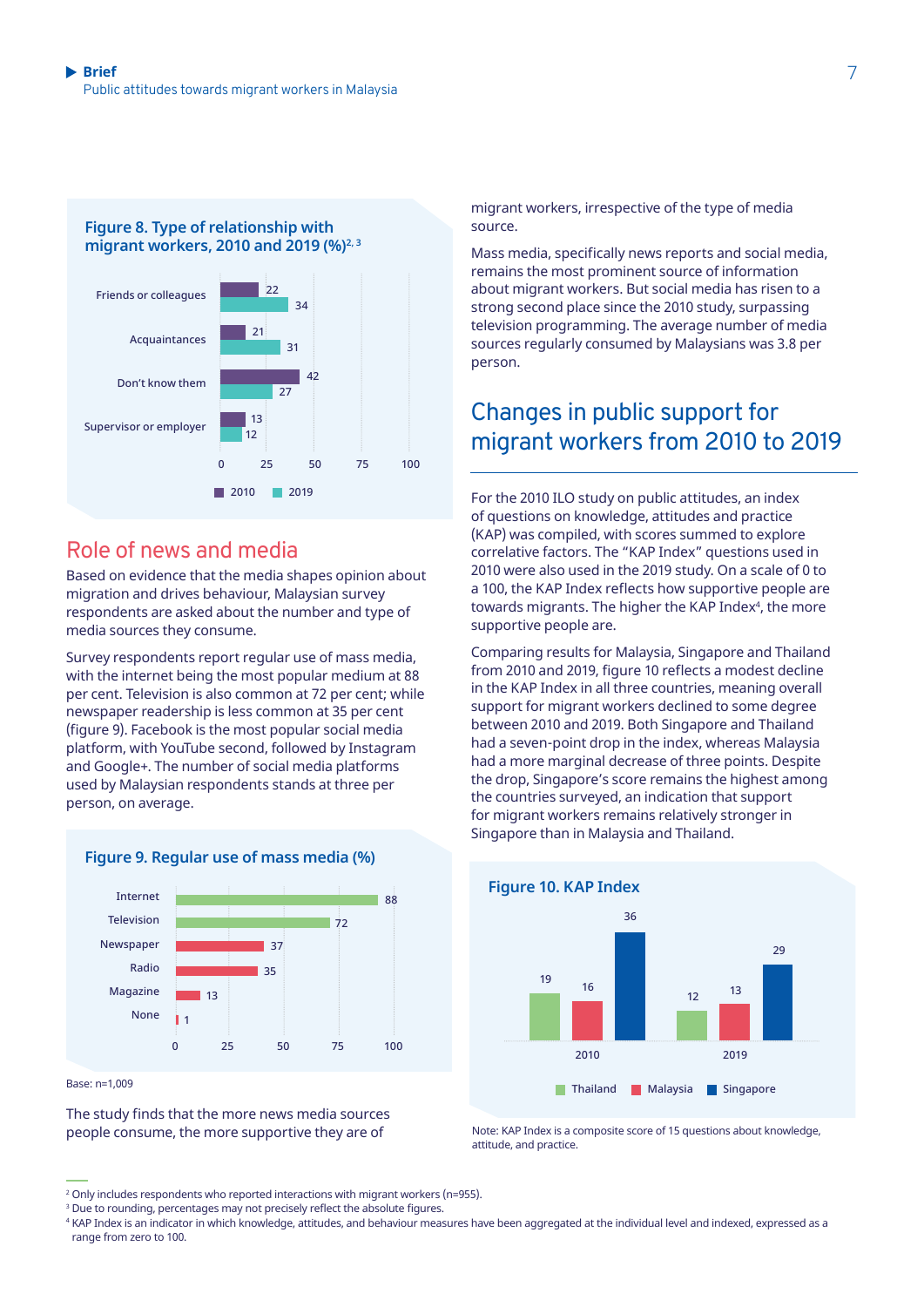### Figure 8. Type of relationship with migrant workers, 2010 and 2019 (%)[2, 3]

| | 2010 | 2019 |
|---|---|---|
| Friends or colleagues | 22 | 34 |
| Acquaintances | 21 | 31 |
| Don't know them | 42 | 27 |
| Supervisor or employer | 13 | 12 |

## Role of news and media

Based on evidence that the media shapes opinion about migration and drives behaviour, Malaysian survey respondents are asked about the number and type of media sources they consume.

Survey respondents report regular use of mass media, with the internet being the most popular medium at 88 per cent. Television is also common at 72 per cent; while newspaper readership is less common at 35 per cent (figure 9). Facebook is the most popular social media platform, with YouTube second, followed by Instagram and Google+. The number of social media platforms used by Malaysian respondents stands at three per person, on average.

### Figure 9. Regular use of mass media (%)

| Medium | % |
|---|---|
| Internet | 88 |
| Television | 72 |
| Newspaper | 37 |
| Radio | 35 |
| Magazine | 13 |
| None | 1 |

Base: n=1,009

The study finds that the more news media sources people consume, the more supportive they are of migrant workers, irrespective of the type of media source.

Mass media, specifically news reports and social media, remains the most prominent source of information about migrant workers. But social media has risen to a strong second place since the 2010 study, surpassing television programming. The average number of media sources regularly consumed by Malaysians was 3.8 per person.

## Changes in public support for migrant workers from 2010 to 2019

For the 2010 ILO study on public attitudes, an index of questions on knowledge, attitudes and practice (KAP) was compiled, with scores summed to explore correlative factors. The "KAP Index" questions used in 2010 were also used in the 2019 study. On a scale of 0 to a 100, the KAP Index reflects how supportive people are towards migrants. The higher the KAP Index[4], the more supportive people are.

Comparing results for Malaysia, Singapore and Thailand from 2010 and 2019, figure 10 reflects a modest decline in the KAP Index in all three countries, meaning overall support for migrant workers declined to some degree between 2010 and 2019. Both Singapore and Thailand had a seven-point drop in the index, whereas Malaysia had a more marginal decrease of three points. Despite the drop, Singapore's score remains the highest among the countries surveyed, an indication that support for migrant workers remains relatively stronger in Singapore than in Malaysia and Thailand.

### Figure 10. KAP Index

| | Thailand | Malaysia | Singapore |
|---|---|---|---|
| 2010 | 19 | 16 | 36 |
| 2019 | 12 | 13 | 29 |

Note: KAP Index is a composite score of 15 questions about knowledge, attitude, and practice.

---

[2] Only includes respondents who reported interactions with migrant workers (n=955).
[3] Due to rounding, percentages may not precisely reflect the absolute figures.
[4] KAP Index is an indicator in which knowledge, attitudes, and behaviour measures have been aggregated at the individual level and indexed, expressed as a range from zero to 100.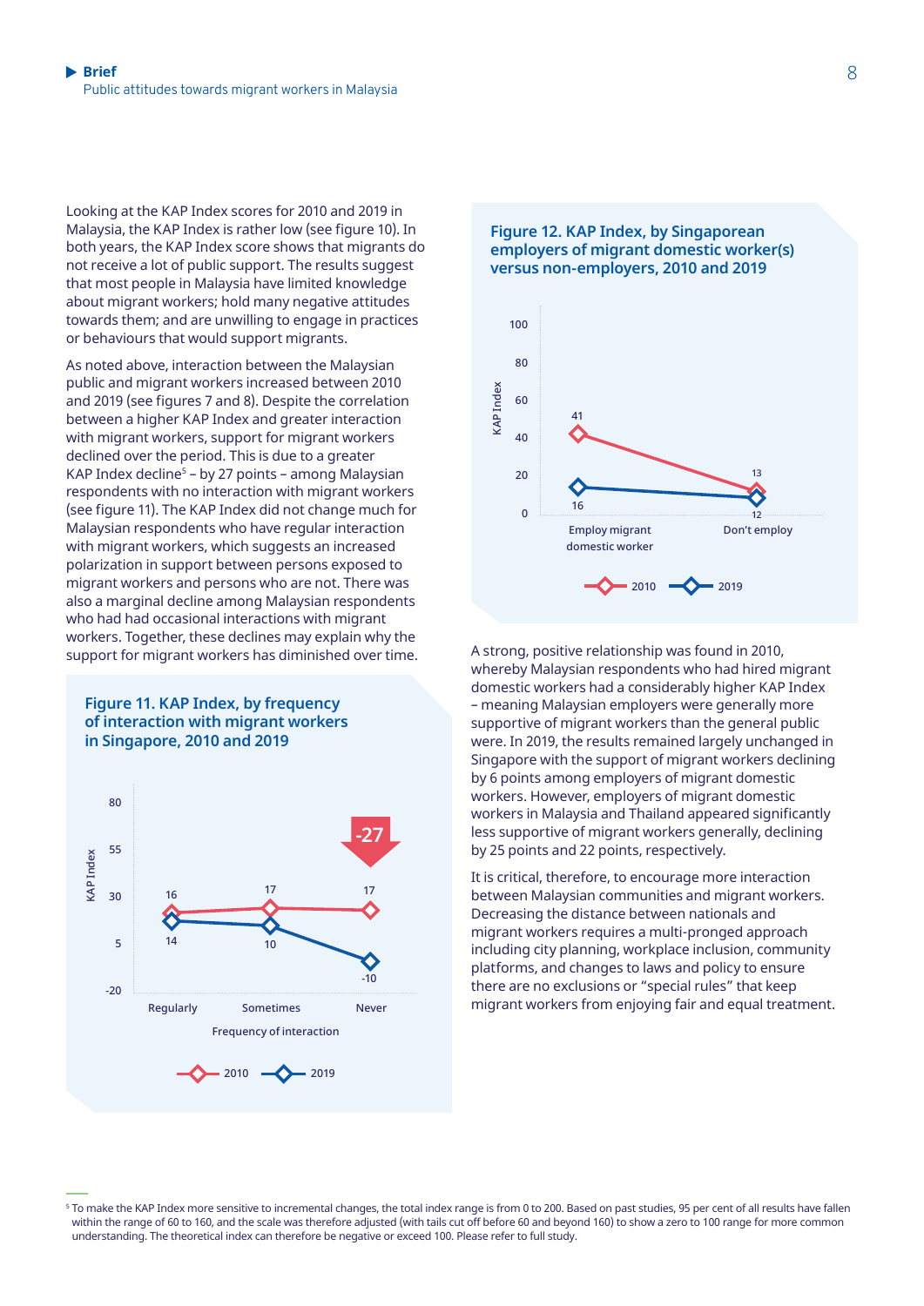Looking at the KAP Index scores for 2010 and 2019 in Malaysia, the KAP Index is rather low (see figure 10). In both years, the KAP Index score shows that migrants do not receive a lot of public support. The results suggest that most people in Malaysia have limited knowledge about migrant workers; hold many negative attitudes towards them; and are unwilling to engage in practices or behaviours that would support migrants.

As noted above, interaction between the Malaysian public and migrant workers increased between 2010 and 2019 (see figures 7 and 8). Despite the correlation between a higher KAP Index and greater interaction with migrant workers, support for migrant workers declined over the period. This is due to a greater KAP Index decline[5] – by 27 points – among Malaysian respondents with no interaction with migrant workers (see figure 11). The KAP Index did not change much for Malaysian respondents who have regular interaction with migrant workers, which suggests an increased polarization in support between persons exposed to migrant workers and persons who are not. There was also a marginal decline among Malaysian respondents who had had occasional interactions with migrant workers. Together, these declines may explain why the support for migrant workers has diminished over time.

**Figure 11. KAP Index, by frequency of interaction with migrant workers in Singapore, 2010 and 2019**

| Frequency of interaction | 2010 | 2019 |
|---|---|---|
| Regularly | 16 | 14 |
| Sometimes | 17 | 10 |
| Never | 17 | -10 |

Change (Never): -27

**Figure 12. KAP Index, by Singaporean employers of migrant domestic worker(s) versus non-employers, 2010 and 2019**

| | 2010 | 2019 |
|---|---|---|
| Employ migrant domestic worker | 41 | 16 |
| Don't employ | 13 | 12 |

A strong, positive relationship was found in 2010, whereby Malaysian respondents who had hired migrant domestic workers had a considerably higher KAP Index – meaning Malaysian employers were generally more supportive of migrant workers than the general public were. In 2019, the results remained largely unchanged in Singapore with the support of migrant workers declining by 6 points among employers of migrant domestic workers. However, employers of migrant domestic workers in Malaysia and Thailand appeared significantly less supportive of migrant workers generally, declining by 25 points and 22 points, respectively.

It is critical, therefore, to encourage more interaction between Malaysian communities and migrant workers. Decreasing the distance between nationals and migrant workers requires a multi-pronged approach including city planning, workplace inclusion, community platforms, and changes to laws and policy to ensure there are no exclusions or "special rules" that keep migrant workers from enjoying fair and equal treatment.

---

[5] To make the KAP Index more sensitive to incremental changes, the total index range is from 0 to 200. Based on past studies, 95 per cent of all results have fallen within the range of 60 to 160, and the scale was therefore adjusted (with tails cut off before 60 and beyond 160) to show a zero to 100 range for more common understanding. The theoretical index can therefore be negative or exceed 100. Please refer to full study.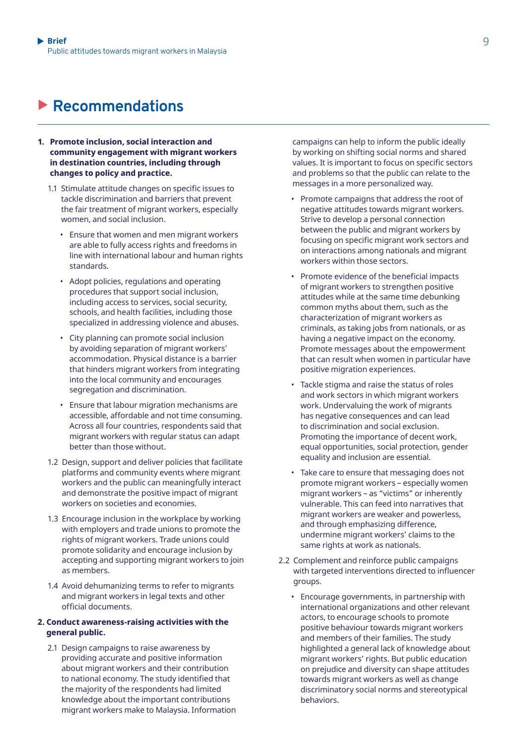# Recommendations

1. **Promote inclusion, social interaction and community engagement with migrant workers in destination countries, including through changes to policy and practice.**

   1.1 Stimulate attitude changes on specific issues to tackle discrimination and barriers that prevent the fair treatment of migrant workers, especially women, and social inclusion.

   - Ensure that women and men migrant workers are able to fully access rights and freedoms in line with international labour and human rights standards.
   - Adopt policies, regulations and operating procedures that support social inclusion, including access to services, social security, schools, and health facilities, including those specialized in addressing violence and abuses.
   - City planning can promote social inclusion by avoiding separation of migrant workers' accommodation. Physical distance is a barrier that hinders migrant workers from integrating into the local community and encourages segregation and discrimination.
   - Ensure that labour migration mechanisms are accessible, affordable and not time consuming. Across all four countries, respondents said that migrant workers with regular status can adapt better than those without.

   1.2 Design, support and deliver policies that facilitate platforms and community events where migrant workers and the public can meaningfully interact and demonstrate the positive impact of migrant workers on societies and economies.

   1.3 Encourage inclusion in the workplace by working with employers and trade unions to promote the rights of migrant workers. Trade unions could promote solidarity and encourage inclusion by accepting and supporting migrant workers to join as members.

   1.4 Avoid dehumanizing terms to refer to migrants and migrant workers in legal texts and other official documents.

2. **Conduct awareness-raising activities with the general public.**

   2.1 Design campaigns to raise awareness by providing accurate and positive information about migrant workers and their contribution to national economy. The study identified that the majority of the respondents had limited knowledge about the important contributions migrant workers make to Malaysia. Information campaigns can help to inform the public ideally by working on shifting social norms and shared values. It is important to focus on specific sectors and problems so that the public can relate to the messages in a more personalized way.

   - Promote campaigns that address the root of negative attitudes towards migrant workers. Strive to develop a personal connection between the public and migrant workers by focusing on specific migrant work sectors and on interactions among nationals and migrant workers within those sectors.
   - Promote evidence of the beneficial impacts of migrant workers to strengthen positive attitudes while at the same time debunking common myths about them, such as the characterization of migrant workers as criminals, as taking jobs from nationals, or as having a negative impact on the economy. Promote messages about the empowerment that can result when women in particular have positive migration experiences.
   - Tackle stigma and raise the status of roles and work sectors in which migrant workers work. Undervaluing the work of migrants has negative consequences and can lead to discrimination and social exclusion. Promoting the importance of decent work, equal opportunities, social protection, gender equality and inclusion are essential.
   - Take care to ensure that messaging does not promote migrant workers – especially women migrant workers – as "victims" or inherently vulnerable. This can feed into narratives that migrant workers are weaker and powerless, and through emphasizing difference, undermine migrant workers' claims to the same rights at work as nationals.

   2.2 Complement and reinforce public campaigns with targeted interventions directed to influencer groups.

   - Encourage governments, in partnership with international organizations and other relevant actors, to encourage schools to promote positive behaviour towards migrant workers and members of their families. The study highlighted a general lack of knowledge about migrant workers' rights. But public education on prejudice and diversity can shape attitudes towards migrant workers as well as change discriminatory social norms and stereotypical behaviors.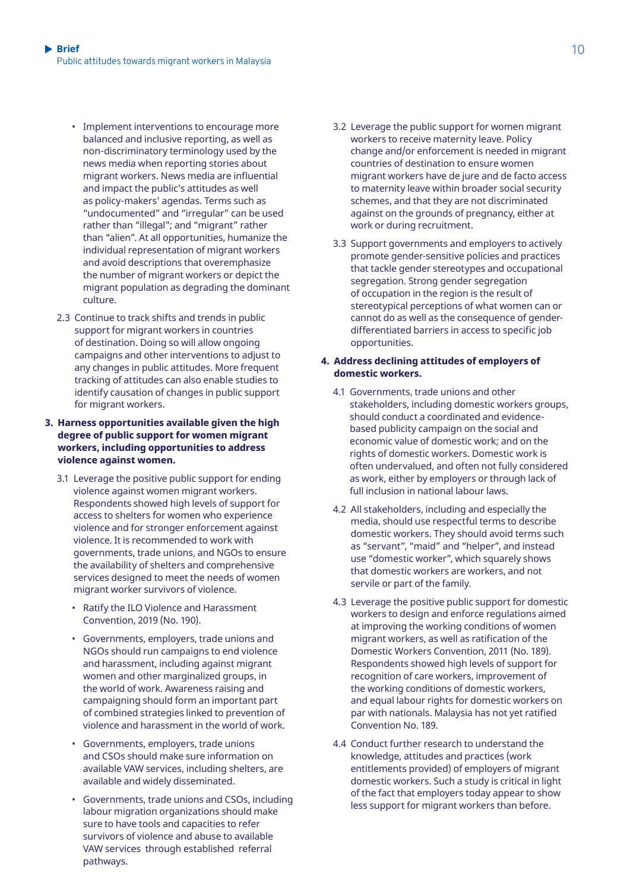- Implement interventions to encourage more balanced and inclusive reporting, as well as non-discriminatory terminology used by the news media when reporting stories about migrant workers. News media are influential and impact the public's attitudes as well as policy-makers' agendas. Terms such as "undocumented" and "irregular" can be used rather than "illegal"; and "migrant" rather than "alien". At all opportunities, humanize the individual representation of migrant workers and avoid descriptions that overemphasize the number of migrant workers or depict the migrant population as degrading the dominant culture.

2.3 Continue to track shifts and trends in public support for migrant workers in countries of destination. Doing so will allow ongoing campaigns and other interventions to adjust to any changes in public attitudes. More frequent tracking of attitudes can also enable studies to identify causation of changes in public support for migrant workers.

**3. Harness opportunities available given the high degree of public support for women migrant workers, including opportunities to address violence against women.**

3.1 Leverage the positive public support for ending violence against women migrant workers. Respondents showed high levels of support for access to shelters for women who experience violence and for stronger enforcement against violence. It is recommended to work with governments, trade unions, and NGOs to ensure the availability of shelters and comprehensive services designed to meet the needs of women migrant worker survivors of violence.

- Ratify the ILO Violence and Harassment Convention, 2019 (No. 190).
- Governments, employers, trade unions and NGOs should run campaigns to end violence and harassment, including against migrant women and other marginalized groups, in the world of work. Awareness raising and campaigning should form an important part of combined strategies linked to prevention of violence and harassment in the world of work.
- Governments, employers, trade unions and CSOs should make sure information on available VAW services, including shelters, are available and widely disseminated.
- Governments, trade unions and CSOs, including labour migration organizations should make sure to have tools and capacities to refer survivors of violence and abuse to available VAW services through established referral pathways.

3.2 Leverage the public support for women migrant workers to receive maternity leave. Policy change and/or enforcement is needed in migrant countries of destination to ensure women migrant workers have de jure and de facto access to maternity leave within broader social security schemes, and that they are not discriminated against on the grounds of pregnancy, either at work or during recruitment.

3.3 Support governments and employers to actively promote gender-sensitive policies and practices that tackle gender stereotypes and occupational segregation. Strong gender segregation of occupation in the region is the result of stereotypical perceptions of what women can or cannot do as well as the consequence of gender-differentiated barriers in access to specific job opportunities.

**4. Address declining attitudes of employers of domestic workers.**

4.1 Governments, trade unions and other stakeholders, including domestic workers groups, should conduct a coordinated and evidence-based publicity campaign on the social and economic value of domestic work; and on the rights of domestic workers. Domestic work is often undervalued, and often not fully considered as work, either by employers or through lack of full inclusion in national labour laws.

4.2 All stakeholders, including and especially the media, should use respectful terms to describe domestic workers. They should avoid terms such as "servant", "maid" and "helper", and instead use "domestic worker", which squarely shows that domestic workers are workers, and not servile or part of the family.

4.3 Leverage the positive public support for domestic workers to design and enforce regulations aimed at improving the working conditions of women migrant workers, as well as ratification of the Domestic Workers Convention, 2011 (No. 189). Respondents showed high levels of support for recognition of care workers, improvement of the working conditions of domestic workers, and equal labour rights for domestic workers on par with nationals. Malaysia has not yet ratified Convention No. 189.

4.4 Conduct further research to understand the knowledge, attitudes and practices (work entitlements provided) of employers of migrant domestic workers. Such a study is critical in light of the fact that employers today appear to show less support for migrant workers than before.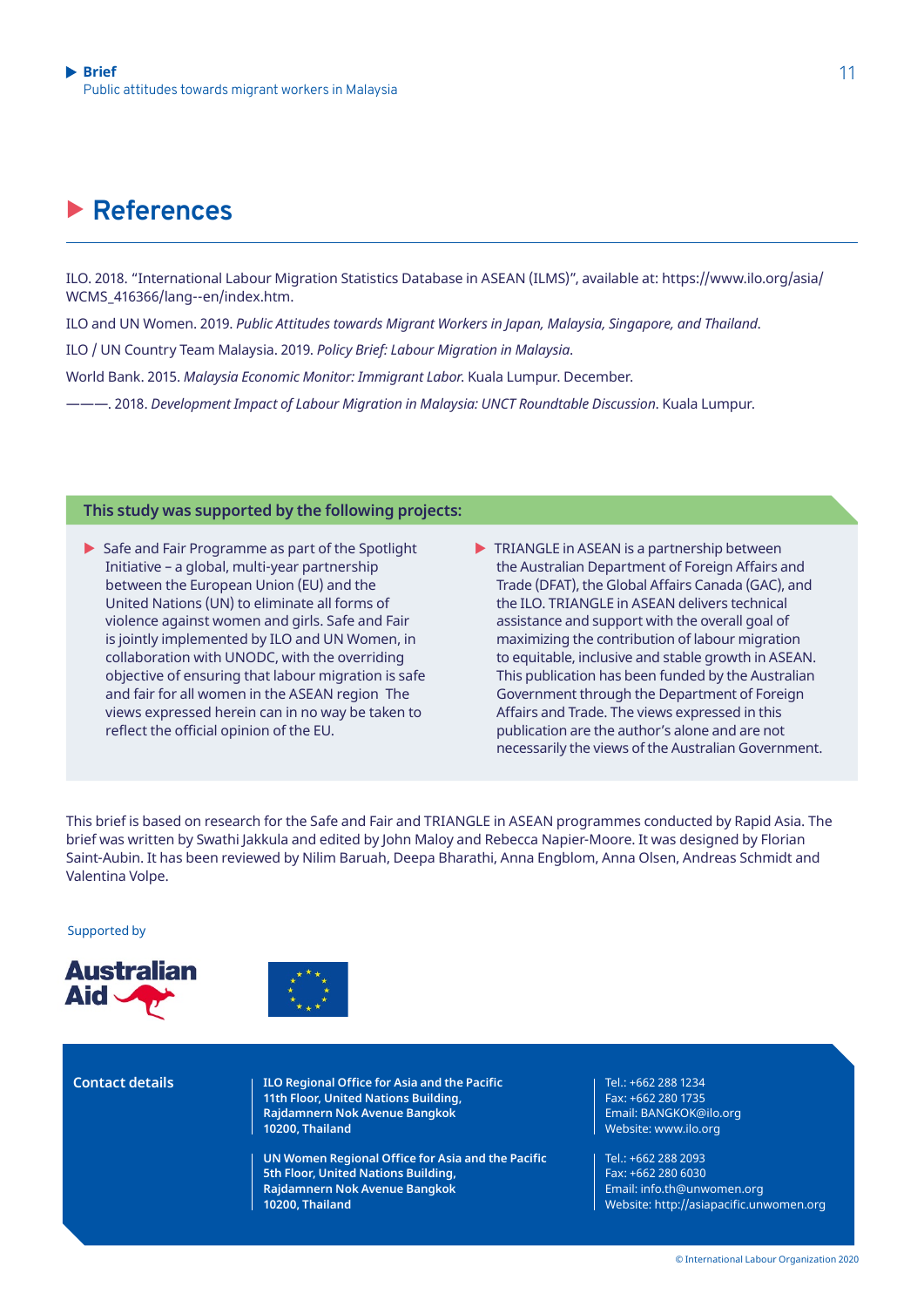# References

ILO. 2018. "International Labour Migration Statistics Database in ASEAN (ILMS)", available at: https://www.ilo.org/asia/WCMS_416366/lang--en/index.htm.

ILO and UN Women. 2019. *Public Attitudes towards Migrant Workers in Japan, Malaysia, Singapore, and Thailand*.

ILO / UN Country Team Malaysia. 2019. *Policy Brief: Labour Migration in Malaysia*.

World Bank. 2015. *Malaysia Economic Monitor: Immigrant Labor*. Kuala Lumpur. December.

———. 2018. *Development Impact of Labour Migration in Malaysia: UNCT Roundtable Discussion*. Kuala Lumpur.

**This study was supported by the following projects:**

- Safe and Fair Programme as part of the Spotlight Initiative – a global, multi-year partnership between the European Union (EU) and the United Nations (UN) to eliminate all forms of violence against women and girls. Safe and Fair is jointly implemented by ILO and UN Women, in collaboration with UNODC, with the overriding objective of ensuring that labour migration is safe and fair for all women in the ASEAN region The views expressed herein can in no way be taken to reflect the official opinion of the EU.
- TRIANGLE in ASEAN is a partnership between the Australian Department of Foreign Affairs and Trade (DFAT), the Global Affairs Canada (GAC), and the ILO. TRIANGLE in ASEAN delivers technical assistance and support with the overall goal of maximizing the contribution of labour migration to equitable, inclusive and stable growth in ASEAN. This publication has been funded by the Australian Government through the Department of Foreign Affairs and Trade. The views expressed in this publication are the author's alone and are not necessarily the views of the Australian Government.

This brief is based on research for the Safe and Fair and TRIANGLE in ASEAN programmes conducted by Rapid Asia. The brief was written by Swathi Jakkula and edited by John Maloy and Rebecca Napier-Moore. It was designed by Florian Saint-Aubin. It has been reviewed by Nilim Baruah, Deepa Bharathi, Anna Engblom, Anna Olsen, Andreas Schmidt and Valentina Volpe.

Supported by

Australian Aid

**Contact details**

**ILO Regional Office for Asia and the Pacific**
**11th Floor, United Nations Building,**
**Rajdamnern Nok Avenue Bangkok**
**10200, Thailand**

Tel.: +662 288 1234
Fax: +662 280 1735
Email: BANGKOK@ilo.org
Website: www.ilo.org

**UN Women Regional Office for Asia and the Pacific**
**5th Floor, United Nations Building,**
**Rajdamnern Nok Avenue Bangkok**
**10200, Thailand**

Tel.: +662 288 2093
Fax: +662 280 6030
Email: info.th@unwomen.org
Website: http://asiapacific.unwomen.org

© International Labour Organization 2020